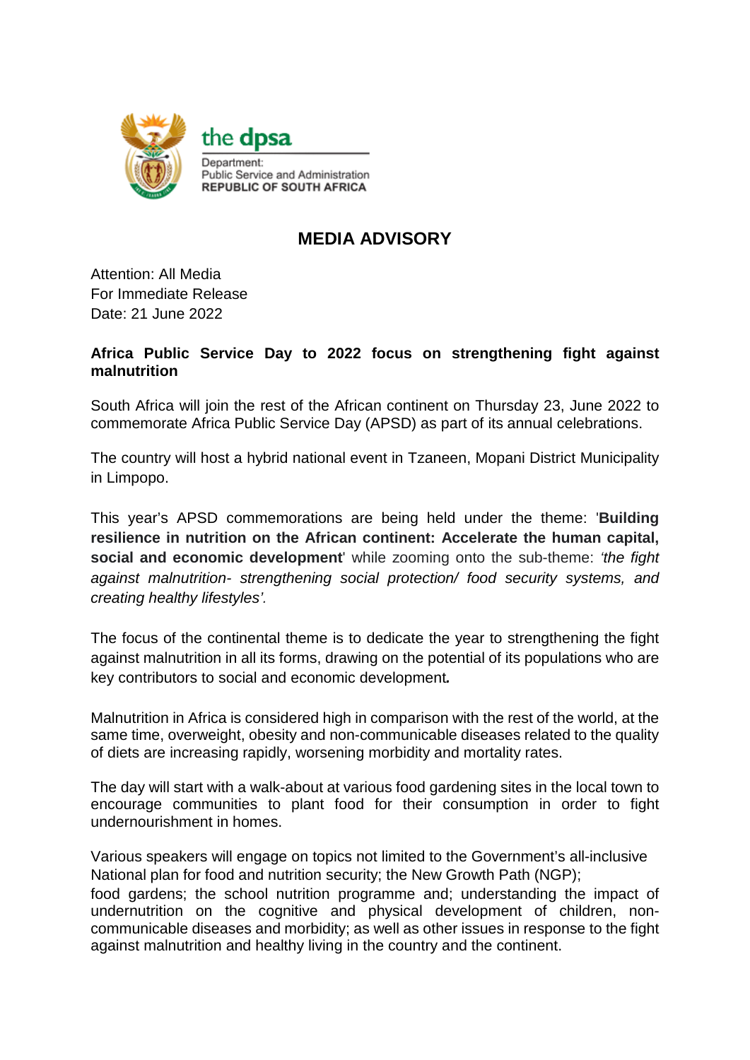the dpsa

Department:
Public Service and Administration
REPUBLIC OF SOUTH AFRICA

# MEDIA ADVISORY

Attention: All Media
For Immediate Release
Date: 21 June 2022

**Africa Public Service Day to 2022 focus on strengthening fight against malnutrition**

South Africa will join the rest of the African continent on Thursday 23, June 2022 to commemorate Africa Public Service Day (APSD) as part of its annual celebrations.

The country will host a hybrid national event in Tzaneen, Mopani District Municipality in Limpopo.

This year's APSD commemorations are being held under the theme: '**Building resilience in nutrition on the African continent: Accelerate the human capital, social and economic development**' while zooming onto the sub-theme: *'the fight against malnutrition- strengthening social protection/ food security systems, and creating healthy lifestyles'.*

The focus of the continental theme is to dedicate the year to strengthening the fight against malnutrition in all its forms, drawing on the potential of its populations who are key contributors to social and economic development.

Malnutrition in Africa is considered high in comparison with the rest of the world, at the same time, overweight, obesity and non-communicable diseases related to the quality of diets are increasing rapidly, worsening morbidity and mortality rates.

The day will start with a walk-about at various food gardening sites in the local town to encourage communities to plant food for their consumption in order to fight undernourishment in homes.

Various speakers will engage on topics not limited to the Government's all-inclusive National plan for food and nutrition security; the New Growth Path (NGP); food gardens; the school nutrition programme and; understanding the impact of undernutrition on the cognitive and physical development of children, non-communicable diseases and morbidity; as well as other issues in response to the fight against malnutrition and healthy living in the country and the continent.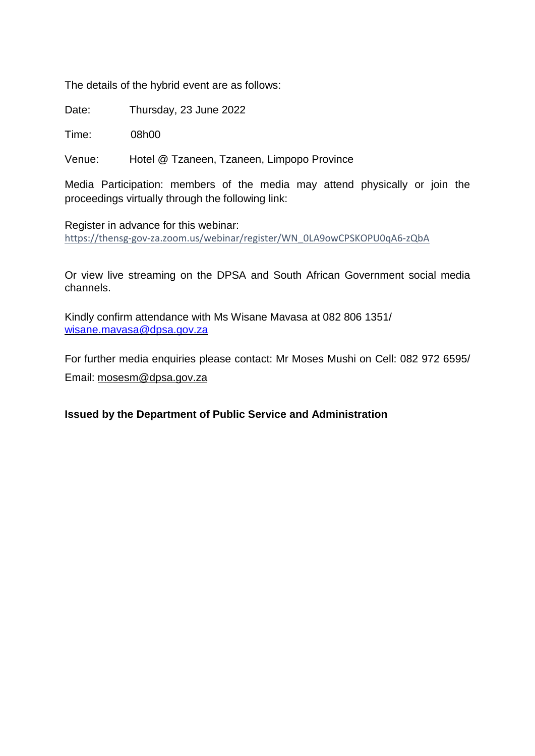The details of the hybrid event are as follows:

Date: Thursday, 23 June 2022

Time: 08h00

Venue: Hotel @ Tzaneen, Tzaneen, Limpopo Province

Media Participation: members of the media may attend physically or join the proceedings virtually through the following link:

Register in advance for this webinar:
https://thensg-gov-za.zoom.us/webinar/register/WN_0LA9owCPSKOPU0qA6-zQbA

Or view live streaming on the DPSA and South African Government social media channels.

Kindly confirm attendance with Ms Wisane Mavasa at 082 806 1351/ wisane.mavasa@dpsa.gov.za

For further media enquiries please contact: Mr Moses Mushi on Cell: 082 972 6595/ Email: mosesm@dpsa.gov.za

**Issued by the Department of Public Service and Administration**